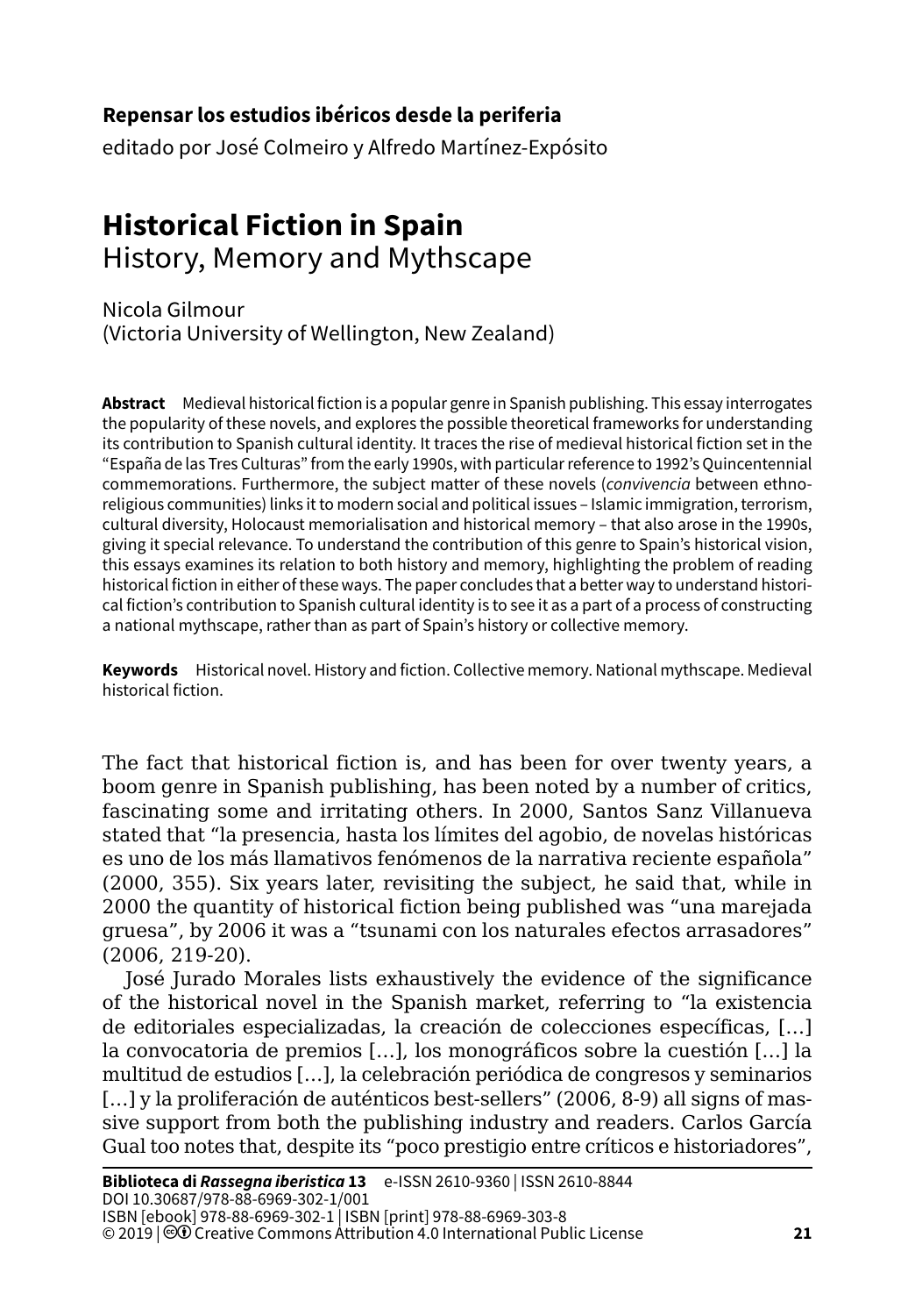**Repensar los estudios ibéricos desde la periferia**
editado por José Colmeiro y Alfredo Martínez-Expósito

# Historical Fiction in Spain
## History, Memory and Mythscape

Nicola Gilmour
(Victoria University of Wellington, New Zealand)

**Abstract** Medieval historical fiction is a popular genre in Spanish publishing. This essay interrogates the popularity of these novels, and explores the possible theoretical frameworks for understanding its contribution to Spanish cultural identity. It traces the rise of medieval historical fiction set in the "España de las Tres Culturas" from the early 1990s, with particular reference to 1992's Quincentennial commemorations. Furthermore, the subject matter of these novels (*convivencia* between ethno-religious communities) links it to modern social and political issues – Islamic immigration, terrorism, cultural diversity, Holocaust memorialisation and historical memory – that also arose in the 1990s, giving it special relevance. To understand the contribution of this genre to Spain's historical vision, this essays examines its relation to both history and memory, highlighting the problem of reading historical fiction in either of these ways. The paper concludes that a better way to understand historical fiction's contribution to Spanish cultural identity is to see it as a part of a process of constructing a national mythscape, rather than as part of Spain's history or collective memory.

**Keywords** Historical novel. History and fiction. Collective memory. National mythscape. Medieval historical fiction.

The fact that historical fiction is, and has been for over twenty years, a boom genre in Spanish publishing, has been noted by a number of critics, fascinating some and irritating others. In 2000, Santos Sanz Villanueva stated that "la presencia, hasta los límites del agobio, de novelas históricas es uno de los más llamativos fenómenos de la narrativa reciente española" (2000, 355). Six years later, revisiting the subject, he said that, while in 2000 the quantity of historical fiction being published was "una marejada gruesa", by 2006 it was a "tsunami con los naturales efectos arrasadores" (2006, 219-20).

José Jurado Morales lists exhaustively the evidence of the significance of the historical novel in the Spanish market, referring to "la existencia de editoriales especializadas, la creación de colecciones específicas, […] la convocatoria de premios […], los monográficos sobre la cuestión […] la multitud de estudios […], la celebración periódica de congresos y seminarios […] y la proliferación de auténticos best-sellers" (2006, 8-9) all signs of massive support from both the publishing industry and readers. Carlos García Gual too notes that, despite its "poco prestigio entre críticos e historiadores",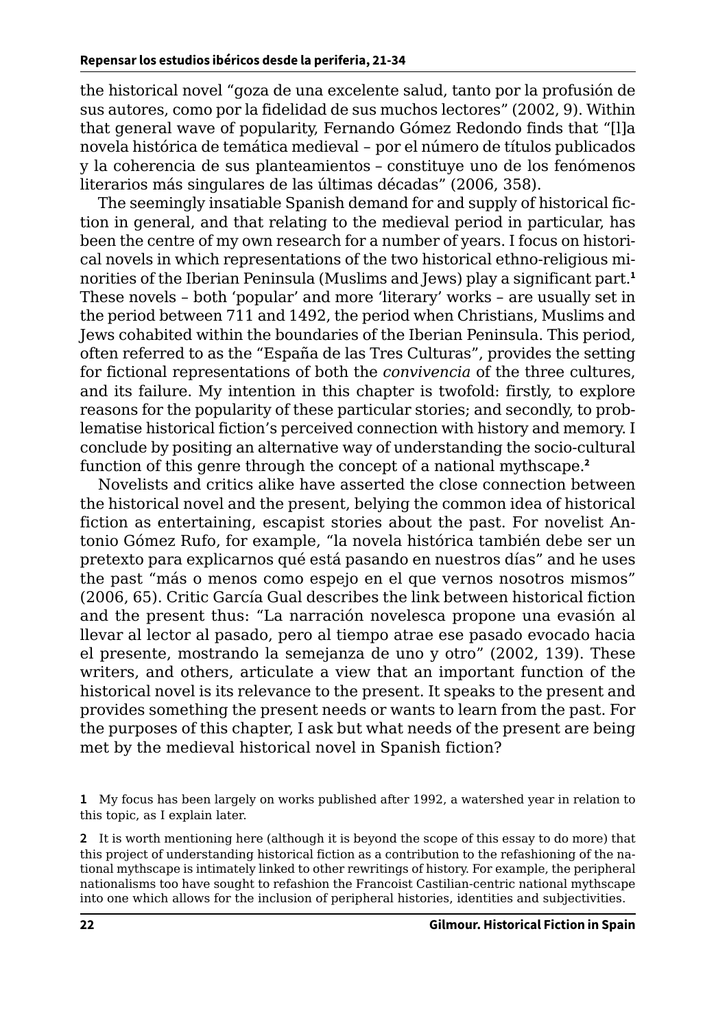the historical novel "goza de una excelente salud, tanto por la profusión de sus autores, como por la fidelidad de sus muchos lectores" (2002, 9). Within that general wave of popularity, Fernando Gómez Redondo finds that "[l]a novela histórica de temática medieval – por el número de títulos publicados y la coherencia de sus planteamientos – constituye uno de los fenómenos literarios más singulares de las últimas décadas" (2006, 358).

The seemingly insatiable Spanish demand for and supply of historical fiction in general, and that relating to the medieval period in particular, has been the centre of my own research for a number of years. I focus on historical novels in which representations of the two historical ethno-religious minorities of the Iberian Peninsula (Muslims and Jews) play a significant part.[1] These novels – both 'popular' and more 'literary' works – are usually set in the period between 711 and 1492, the period when Christians, Muslims and Jews cohabited within the boundaries of the Iberian Peninsula. This period, often referred to as the "España de las Tres Culturas", provides the setting for fictional representations of both the *convivencia* of the three cultures, and its failure. My intention in this chapter is twofold: firstly, to explore reasons for the popularity of these particular stories; and secondly, to problematise historical fiction's perceived connection with history and memory. I conclude by positing an alternative way of understanding the socio-cultural function of this genre through the concept of a national mythscape.[2]

Novelists and critics alike have asserted the close connection between the historical novel and the present, belying the common idea of historical fiction as entertaining, escapist stories about the past. For novelist Antonio Gómez Rufo, for example, "la novela histórica también debe ser un pretexto para explicarnos qué está pasando en nuestros días" and he uses the past "más o menos como espejo en el que vernos nosotros mismos" (2006, 65). Critic García Gual describes the link between historical fiction and the present thus: "La narración novelesca propone una evasión al llevar al lector al pasado, pero al tiempo atrae ese pasado evocado hacia el presente, mostrando la semejanza de uno y otro" (2002, 139). These writers, and others, articulate a view that an important function of the historical novel is its relevance to the present. It speaks to the present and provides something the present needs or wants to learn from the past. For the purposes of this chapter, I ask but what needs of the present are being met by the medieval historical novel in Spanish fiction?

**1** My focus has been largely on works published after 1992, a watershed year in relation to this topic, as I explain later.

**2** It is worth mentioning here (although it is beyond the scope of this essay to do more) that this project of understanding historical fiction as a contribution to the refashioning of the national mythscape is intimately linked to other rewritings of history. For example, the peripheral nationalisms too have sought to refashion the Francoist Castilian-centric national mythscape into one which allows for the inclusion of peripheral histories, identities and subjectivities.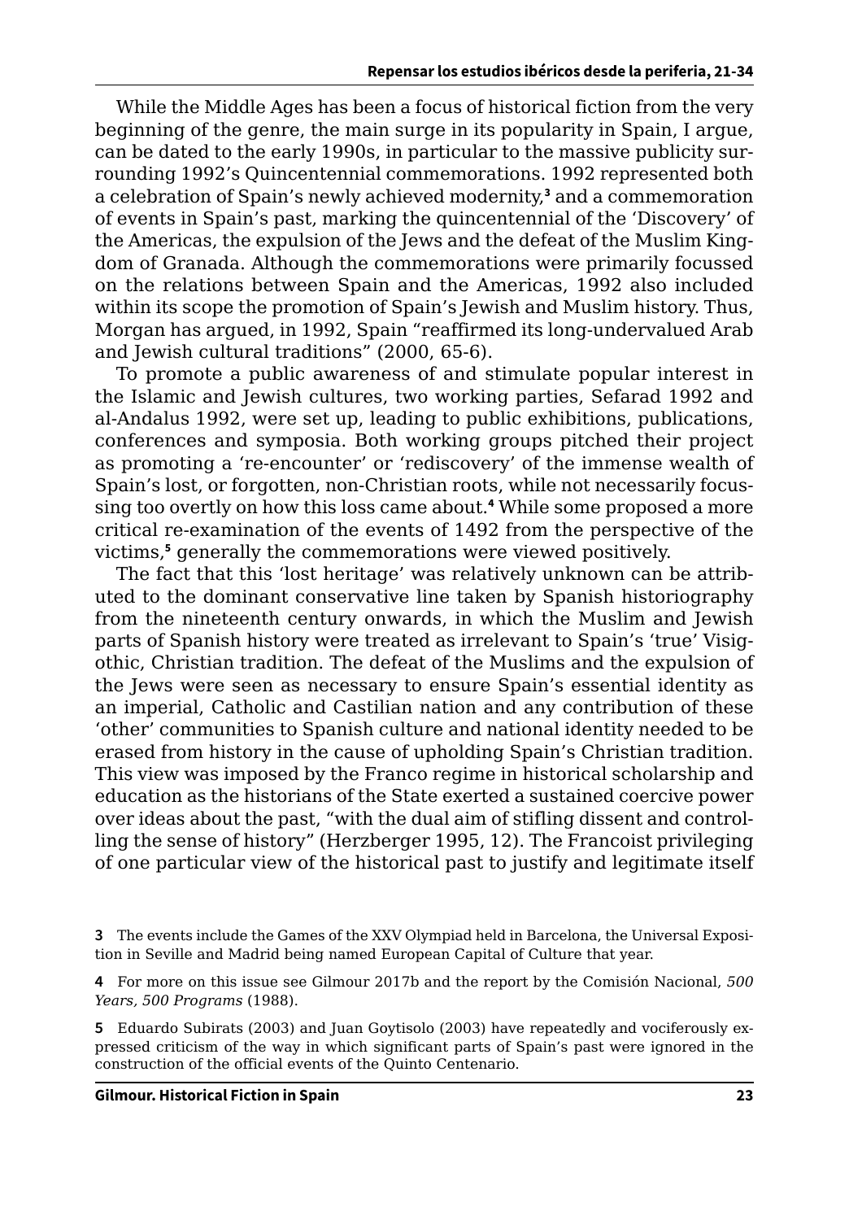While the Middle Ages has been a focus of historical fiction from the very beginning of the genre, the main surge in its popularity in Spain, I argue, can be dated to the early 1990s, in particular to the massive publicity surrounding 1992's Quincentennial commemorations. 1992 represented both a celebration of Spain's newly achieved modernity,[3] and a commemoration of events in Spain's past, marking the quincentennial of the 'Discovery' of the Americas, the expulsion of the Jews and the defeat of the Muslim Kingdom of Granada. Although the commemorations were primarily focussed on the relations between Spain and the Americas, 1992 also included within its scope the promotion of Spain's Jewish and Muslim history. Thus, Morgan has argued, in 1992, Spain "reaffirmed its long-undervalued Arab and Jewish cultural traditions" (2000, 65-6).

To promote a public awareness of and stimulate popular interest in the Islamic and Jewish cultures, two working parties, Sefarad 1992 and al-Andalus 1992, were set up, leading to public exhibitions, publications, conferences and symposia. Both working groups pitched their project as promoting a 're-encounter' or 'rediscovery' of the immense wealth of Spain's lost, or forgotten, non-Christian roots, while not necessarily focussing too overtly on how this loss came about.[4] While some proposed a more critical re-examination of the events of 1492 from the perspective of the victims,[5] generally the commemorations were viewed positively.

The fact that this 'lost heritage' was relatively unknown can be attributed to the dominant conservative line taken by Spanish historiography from the nineteenth century onwards, in which the Muslim and Jewish parts of Spanish history were treated as irrelevant to Spain's 'true' Visigothic, Christian tradition. The defeat of the Muslims and the expulsion of the Jews were seen as necessary to ensure Spain's essential identity as an imperial, Catholic and Castilian nation and any contribution of these 'other' communities to Spanish culture and national identity needed to be erased from history in the cause of upholding Spain's Christian tradition. This view was imposed by the Franco regime in historical scholarship and education as the historians of the State exerted a sustained coercive power over ideas about the past, "with the dual aim of stifling dissent and controlling the sense of history" (Herzberger 1995, 12). The Francoist privileging of one particular view of the historical past to justify and legitimate itself

[3] The events include the Games of the XXV Olympiad held in Barcelona, the Universal Exposition in Seville and Madrid being named European Capital of Culture that year.

[4] For more on this issue see Gilmour 2017b and the report by the Comisión Nacional, *500 Years, 500 Programs* (1988).

[5] Eduardo Subirats (2003) and Juan Goytisolo (2003) have repeatedly and vociferously expressed criticism of the way in which significant parts of Spain's past were ignored in the construction of the official events of the Quinto Centenario.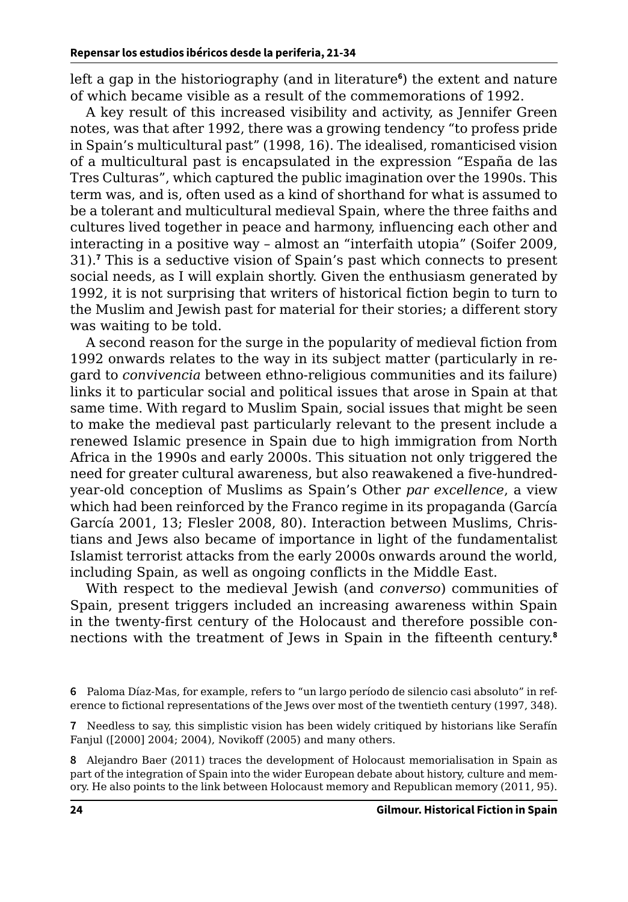left a gap in the historiography (and in literature[6]) the extent and nature of which became visible as a result of the commemorations of 1992.

A key result of this increased visibility and activity, as Jennifer Green notes, was that after 1992, there was a growing tendency "to profess pride in Spain's multicultural past" (1998, 16). The idealised, romanticised vision of a multicultural past is encapsulated in the expression "España de las Tres Culturas", which captured the public imagination over the 1990s. This term was, and is, often used as a kind of shorthand for what is assumed to be a tolerant and multicultural medieval Spain, where the three faiths and cultures lived together in peace and harmony, influencing each other and interacting in a positive way – almost an "interfaith utopia" (Soifer 2009, 31).[7] This is a seductive vision of Spain's past which connects to present social needs, as I will explain shortly. Given the enthusiasm generated by 1992, it is not surprising that writers of historical fiction begin to turn to the Muslim and Jewish past for material for their stories; a different story was waiting to be told.

A second reason for the surge in the popularity of medieval fiction from 1992 onwards relates to the way in its subject matter (particularly in regard to *convivencia* between ethno-religious communities and its failure) links it to particular social and political issues that arose in Spain at that same time. With regard to Muslim Spain, social issues that might be seen to make the medieval past particularly relevant to the present include a renewed Islamic presence in Spain due to high immigration from North Africa in the 1990s and early 2000s. This situation not only triggered the need for greater cultural awareness, but also reawakened a five-hundred-year-old conception of Muslims as Spain's Other *par excellence*, a view which had been reinforced by the Franco regime in its propaganda (García García 2001, 13; Flesler 2008, 80). Interaction between Muslims, Christians and Jews also became of importance in light of the fundamentalist Islamist terrorist attacks from the early 2000s onwards around the world, including Spain, as well as ongoing conflicts in the Middle East.

With respect to the medieval Jewish (and *converso*) communities of Spain, present triggers included an increasing awareness within Spain in the twenty-first century of the Holocaust and therefore possible connections with the treatment of Jews in Spain in the fifteenth century.[8]

6 Paloma Díaz-Mas, for example, refers to "un largo período de silencio casi absoluto" in reference to fictional representations of the Jews over most of the twentieth century (1997, 348).

7 Needless to say, this simplistic vision has been widely critiqued by historians like Serafín Fanjul ([2000] 2004; 2004), Novikoff (2005) and many others.

8 Alejandro Baer (2011) traces the development of Holocaust memorialisation in Spain as part of the integration of Spain into the wider European debate about history, culture and memory. He also points to the link between Holocaust memory and Republican memory (2011, 95).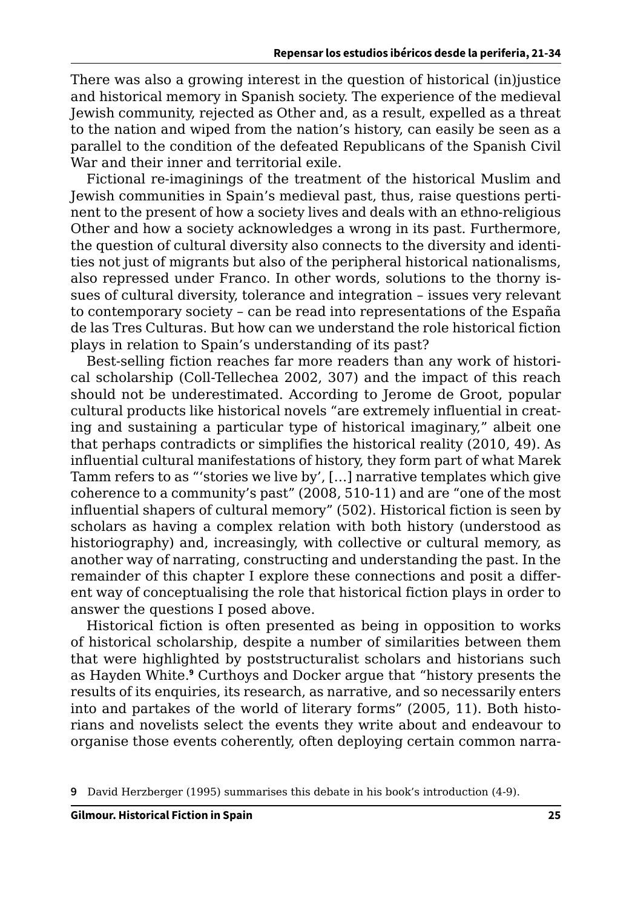There was also a growing interest in the question of historical (in)justice and historical memory in Spanish society. The experience of the medieval Jewish community, rejected as Other and, as a result, expelled as a threat to the nation and wiped from the nation's history, can easily be seen as a parallel to the condition of the defeated Republicans of the Spanish Civil War and their inner and territorial exile.

Fictional re-imaginings of the treatment of the historical Muslim and Jewish communities in Spain's medieval past, thus, raise questions pertinent to the present of how a society lives and deals with an ethno-religious Other and how a society acknowledges a wrong in its past. Furthermore, the question of cultural diversity also connects to the diversity and identities not just of migrants but also of the peripheral historical nationalisms, also repressed under Franco. In other words, solutions to the thorny issues of cultural diversity, tolerance and integration – issues very relevant to contemporary society – can be read into representations of the España de las Tres Culturas. But how can we understand the role historical fiction plays in relation to Spain's understanding of its past?

Best-selling fiction reaches far more readers than any work of historical scholarship (Coll-Tellechea 2002, 307) and the impact of this reach should not be underestimated. According to Jerome de Groot, popular cultural products like historical novels "are extremely influential in creating and sustaining a particular type of historical imaginary," albeit one that perhaps contradicts or simplifies the historical reality (2010, 49). As influential cultural manifestations of history, they form part of what Marek Tamm refers to as "'stories we live by', […] narrative templates which give coherence to a community's past" (2008, 510-11) and are "one of the most influential shapers of cultural memory" (502). Historical fiction is seen by scholars as having a complex relation with both history (understood as historiography) and, increasingly, with collective or cultural memory, as another way of narrating, constructing and understanding the past. In the remainder of this chapter I explore these connections and posit a different way of conceptualising the role that historical fiction plays in order to answer the questions I posed above.

Historical fiction is often presented as being in opposition to works of historical scholarship, despite a number of similarities between them that were highlighted by poststructuralist scholars and historians such as Hayden White.[9] Curthoys and Docker argue that "history presents the results of its enquiries, its research, as narrative, and so necessarily enters into and partakes of the world of literary forms" (2005, 11). Both historians and novelists select the events they write about and endeavour to organise those events coherently, often deploying certain common narra-

[9] David Herzberger (1995) summarises this debate in his book's introduction (4-9).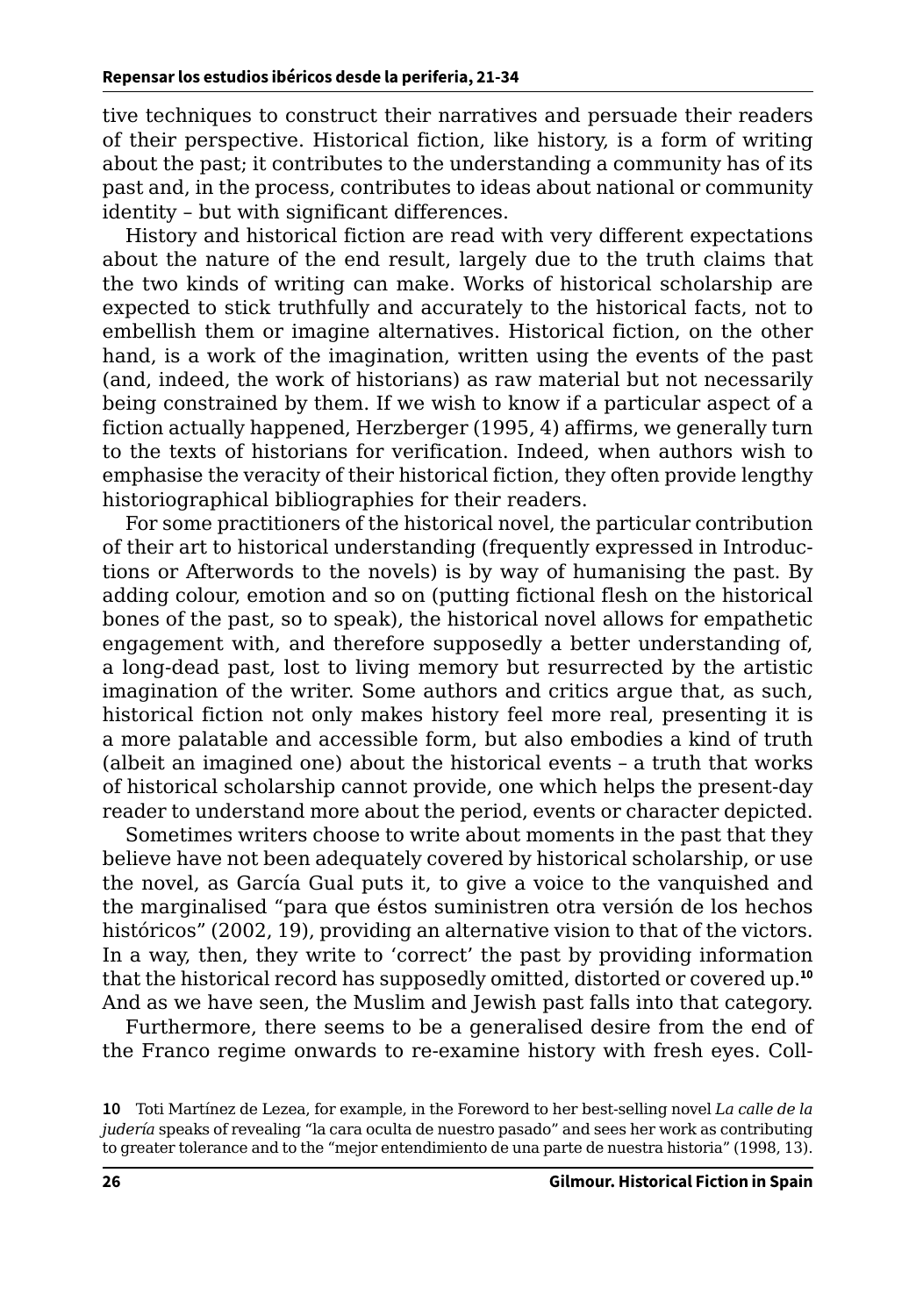tive techniques to construct their narratives and persuade their readers of their perspective. Historical fiction, like history, is a form of writing about the past; it contributes to the understanding a community has of its past and, in the process, contributes to ideas about national or community identity – but with significant differences.

History and historical fiction are read with very different expectations about the nature of the end result, largely due to the truth claims that the two kinds of writing can make. Works of historical scholarship are expected to stick truthfully and accurately to the historical facts, not to embellish them or imagine alternatives. Historical fiction, on the other hand, is a work of the imagination, written using the events of the past (and, indeed, the work of historians) as raw material but not necessarily being constrained by them. If we wish to know if a particular aspect of a fiction actually happened, Herzberger (1995, 4) affirms, we generally turn to the texts of historians for verification. Indeed, when authors wish to emphasise the veracity of their historical fiction, they often provide lengthy historiographical bibliographies for their readers.

For some practitioners of the historical novel, the particular contribution of their art to historical understanding (frequently expressed in Introductions or Afterwords to the novels) is by way of humanising the past. By adding colour, emotion and so on (putting fictional flesh on the historical bones of the past, so to speak), the historical novel allows for empathetic engagement with, and therefore supposedly a better understanding of, a long-dead past, lost to living memory but resurrected by the artistic imagination of the writer. Some authors and critics argue that, as such, historical fiction not only makes history feel more real, presenting it is a more palatable and accessible form, but also embodies a kind of truth (albeit an imagined one) about the historical events – a truth that works of historical scholarship cannot provide, one which helps the present-day reader to understand more about the period, events or character depicted.

Sometimes writers choose to write about moments in the past that they believe have not been adequately covered by historical scholarship, or use the novel, as García Gual puts it, to give a voice to the vanquished and the marginalised "para que éstos suministren otra versión de los hechos históricos" (2002, 19), providing an alternative vision to that of the victors. In a way, then, they write to 'correct' the past by providing information that the historical record has supposedly omitted, distorted or covered up.[10] And as we have seen, the Muslim and Jewish past falls into that category.

Furthermore, there seems to be a generalised desire from the end of the Franco regime onwards to re-examine history with fresh eyes. Coll-

10 Toti Martínez de Lezea, for example, in the Foreword to her best-selling novel *La calle de la judería* speaks of revealing "la cara oculta de nuestro pasado" and sees her work as contributing to greater tolerance and to the "mejor entendimiento de una parte de nuestra historia" (1998, 13).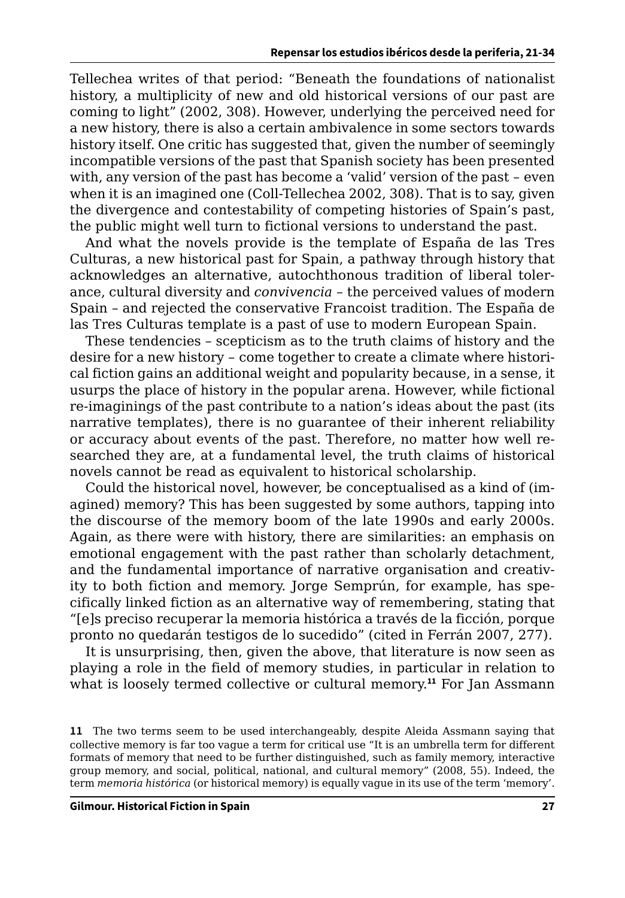Tellechea writes of that period: "Beneath the foundations of nationalist history, a multiplicity of new and old historical versions of our past are coming to light" (2002, 308). However, underlying the perceived need for a new history, there is also a certain ambivalence in some sectors towards history itself. One critic has suggested that, given the number of seemingly incompatible versions of the past that Spanish society has been presented with, any version of the past has become a 'valid' version of the past – even when it is an imagined one (Coll-Tellechea 2002, 308). That is to say, given the divergence and contestability of competing histories of Spain's past, the public might well turn to fictional versions to understand the past.

And what the novels provide is the template of España de las Tres Culturas, a new historical past for Spain, a pathway through history that acknowledges an alternative, autochthonous tradition of liberal tolerance, cultural diversity and *convivencia* – the perceived values of modern Spain – and rejected the conservative Francoist tradition. The España de las Tres Culturas template is a past of use to modern European Spain.

These tendencies – scepticism as to the truth claims of history and the desire for a new history – come together to create a climate where historical fiction gains an additional weight and popularity because, in a sense, it usurps the place of history in the popular arena. However, while fictional re-imaginings of the past contribute to a nation's ideas about the past (its narrative templates), there is no guarantee of their inherent reliability or accuracy about events of the past. Therefore, no matter how well researched they are, at a fundamental level, the truth claims of historical novels cannot be read as equivalent to historical scholarship.

Could the historical novel, however, be conceptualised as a kind of (imagined) memory? This has been suggested by some authors, tapping into the discourse of the memory boom of the late 1990s and early 2000s. Again, as there were with history, there are similarities: an emphasis on emotional engagement with the past rather than scholarly detachment, and the fundamental importance of narrative organisation and creativity to both fiction and memory. Jorge Semprún, for example, has specifically linked fiction as an alternative way of remembering, stating that "[e]s preciso recuperar la memoria histórica a través de la ficción, porque pronto no quedarán testigos de lo sucedido" (cited in Ferrán 2007, 277).

It is unsurprising, then, given the above, that literature is now seen as playing a role in the field of memory studies, in particular in relation to what is loosely termed collective or cultural memory.[11] For Jan Assmann

[11] The two terms seem to be used interchangeably, despite Aleida Assmann saying that collective memory is far too vague a term for critical use "It is an umbrella term for different formats of memory that need to be further distinguished, such as family memory, interactive group memory, and social, political, national, and cultural memory" (2008, 55). Indeed, the term *memoria histórica* (or historical memory) is equally vague in its use of the term 'memory'.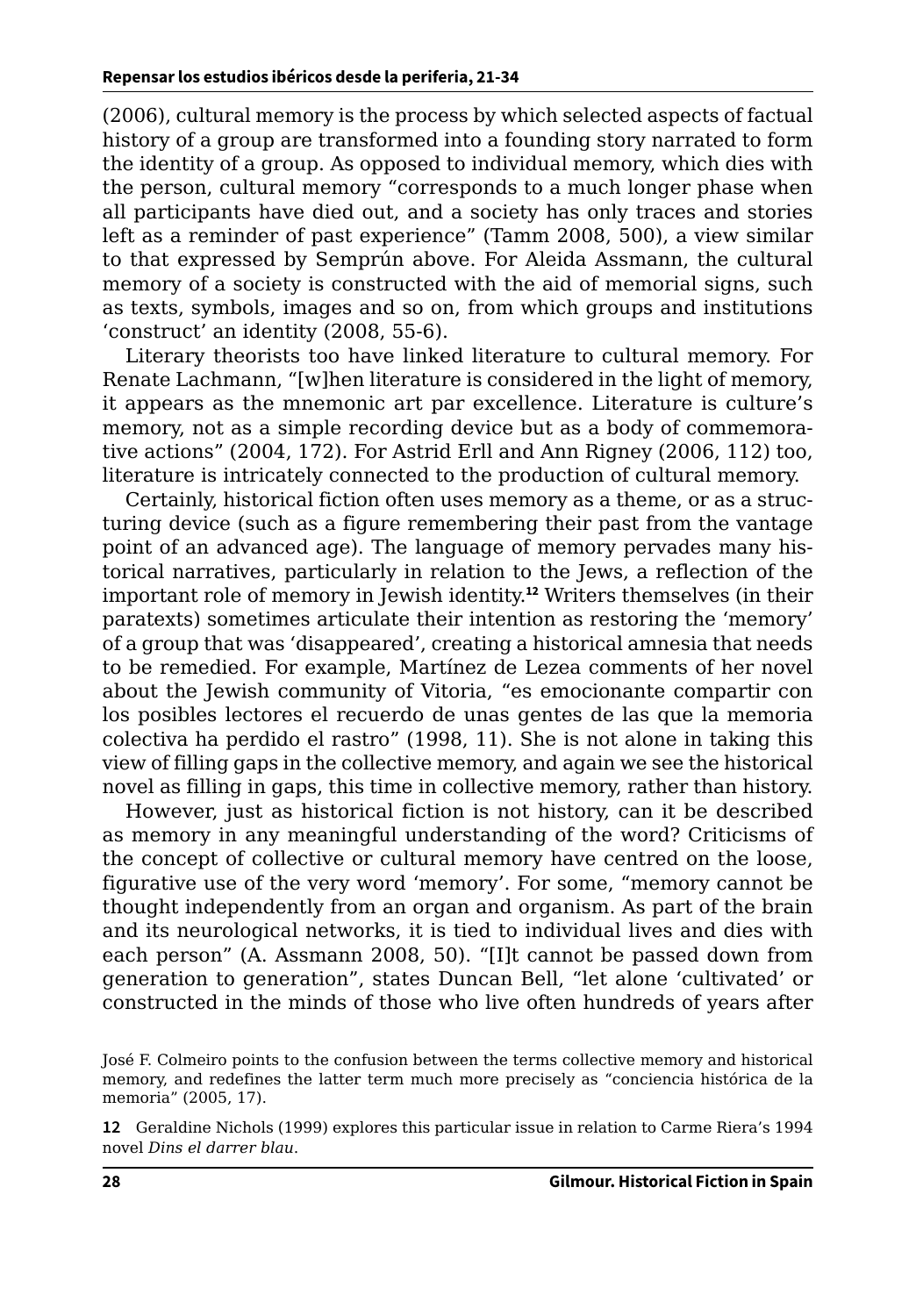(2006), cultural memory is the process by which selected aspects of factual history of a group are transformed into a founding story narrated to form the identity of a group. As opposed to individual memory, which dies with the person, cultural memory "corresponds to a much longer phase when all participants have died out, and a society has only traces and stories left as a reminder of past experience" (Tamm 2008, 500), a view similar to that expressed by Semprún above. For Aleida Assmann, the cultural memory of a society is constructed with the aid of memorial signs, such as texts, symbols, images and so on, from which groups and institutions 'construct' an identity (2008, 55-6).

Literary theorists too have linked literature to cultural memory. For Renate Lachmann, "[w]hen literature is considered in the light of memory, it appears as the mnemonic art par excellence. Literature is culture's memory, not as a simple recording device but as a body of commemorative actions" (2004, 172). For Astrid Erll and Ann Rigney (2006, 112) too, literature is intricately connected to the production of cultural memory.

Certainly, historical fiction often uses memory as a theme, or as a structuring device (such as a figure remembering their past from the vantage point of an advanced age). The language of memory pervades many historical narratives, particularly in relation to the Jews, a reflection of the important role of memory in Jewish identity.[12] Writers themselves (in their paratexts) sometimes articulate their intention as restoring the 'memory' of a group that was 'disappeared', creating a historical amnesia that needs to be remedied. For example, Martínez de Lezea comments of her novel about the Jewish community of Vitoria, "es emocionante compartir con los posibles lectores el recuerdo de unas gentes de las que la memoria colectiva ha perdido el rastro" (1998, 11). She is not alone in taking this view of filling gaps in the collective memory, and again we see the historical novel as filling in gaps, this time in collective memory, rather than history.

However, just as historical fiction is not history, can it be described as memory in any meaningful understanding of the word? Criticisms of the concept of collective or cultural memory have centred on the loose, figurative use of the very word 'memory'. For some, "memory cannot be thought independently from an organ and organism. As part of the brain and its neurological networks, it is tied to individual lives and dies with each person" (A. Assmann 2008, 50). "[I]t cannot be passed down from generation to generation", states Duncan Bell, "let alone 'cultivated' or constructed in the minds of those who live often hundreds of years after

José F. Colmeiro points to the confusion between the terms collective memory and historical memory, and redefines the latter term much more precisely as "conciencia histórica de la memoria" (2005, 17).

12 Geraldine Nichols (1999) explores this particular issue in relation to Carme Riera's 1994 novel *Dins el darrer blau*.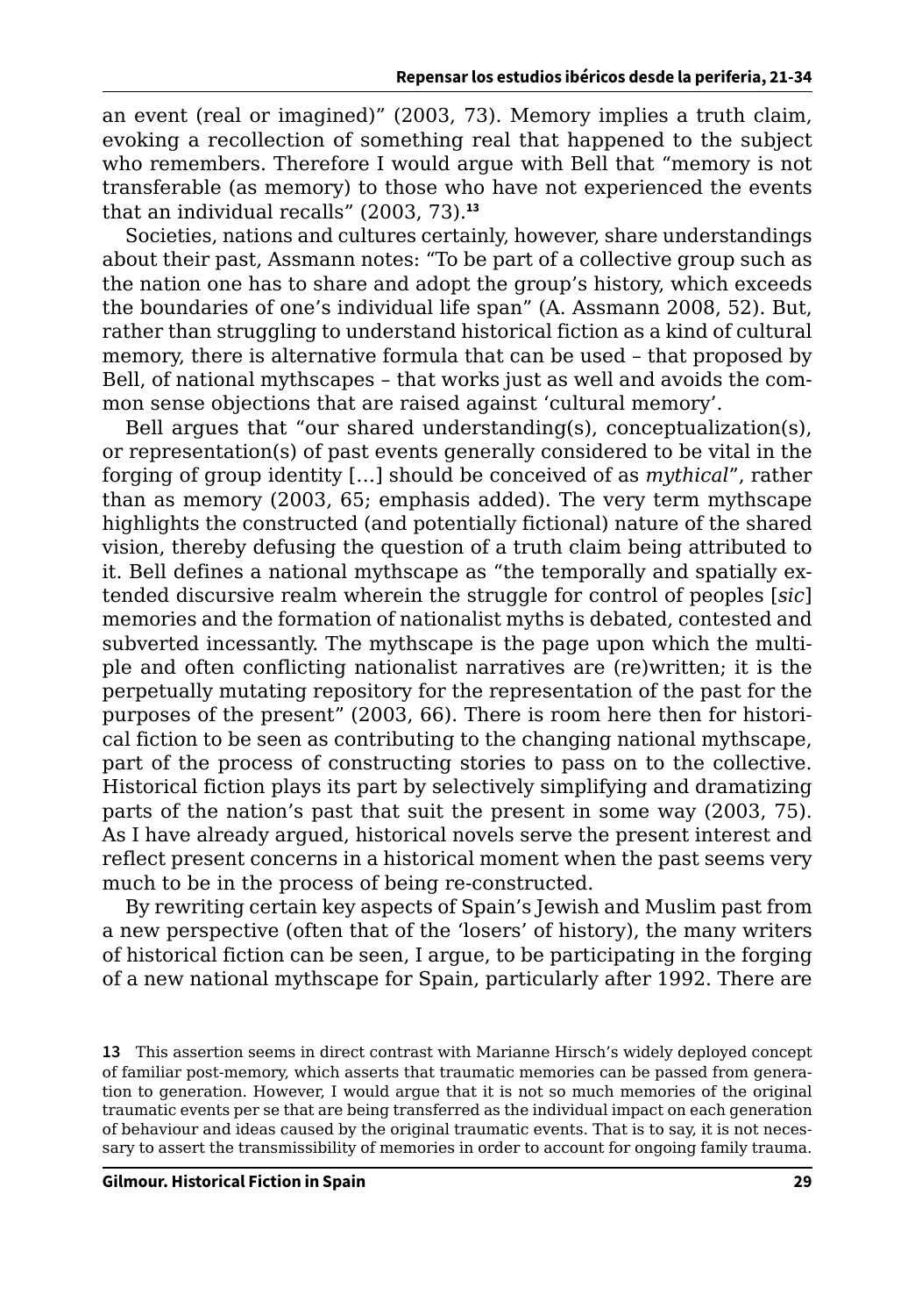an event (real or imagined)" (2003, 73). Memory implies a truth claim, evoking a recollection of something real that happened to the subject who remembers. Therefore I would argue with Bell that "memory is not transferable (as memory) to those who have not experienced the events that an individual recalls" (2003, 73).[13]

Societies, nations and cultures certainly, however, share understandings about their past, Assmann notes: "To be part of a collective group such as the nation one has to share and adopt the group's history, which exceeds the boundaries of one's individual life span" (A. Assmann 2008, 52). But, rather than struggling to understand historical fiction as a kind of cultural memory, there is alternative formula that can be used – that proposed by Bell, of national mythscapes – that works just as well and avoids the common sense objections that are raised against 'cultural memory'.

Bell argues that "our shared understanding(s), conceptualization(s), or representation(s) of past events generally considered to be vital in the forging of group identity […] should be conceived of as *mythical*", rather than as memory (2003, 65; emphasis added). The very term mythscape highlights the constructed (and potentially fictional) nature of the shared vision, thereby defusing the question of a truth claim being attributed to it. Bell defines a national mythscape as "the temporally and spatially extended discursive realm wherein the struggle for control of peoples [*sic*] memories and the formation of nationalist myths is debated, contested and subverted incessantly. The mythscape is the page upon which the multiple and often conflicting nationalist narratives are (re)written; it is the perpetually mutating repository for the representation of the past for the purposes of the present" (2003, 66). There is room here then for historical fiction to be seen as contributing to the changing national mythscape, part of the process of constructing stories to pass on to the collective. Historical fiction plays its part by selectively simplifying and dramatizing parts of the nation's past that suit the present in some way (2003, 75). As I have already argued, historical novels serve the present interest and reflect present concerns in a historical moment when the past seems very much to be in the process of being re-constructed.

By rewriting certain key aspects of Spain's Jewish and Muslim past from a new perspective (often that of the 'losers' of history), the many writers of historical fiction can be seen, I argue, to be participating in the forging of a new national mythscape for Spain, particularly after 1992. There are

**13** This assertion seems in direct contrast with Marianne Hirsch's widely deployed concept of familiar post-memory, which asserts that traumatic memories can be passed from generation to generation. However, I would argue that it is not so much memories of the original traumatic events per se that are being transferred as the individual impact on each generation of behaviour and ideas caused by the original traumatic events. That is to say, it is not necessary to assert the transmissibility of memories in order to account for ongoing family trauma.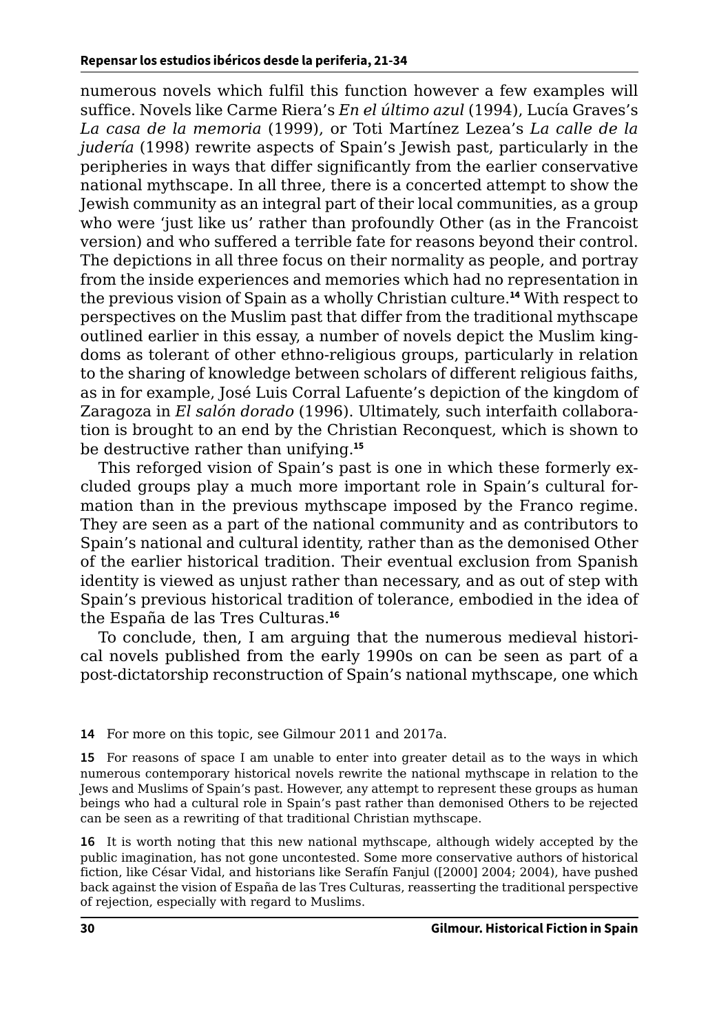numerous novels which fulfil this function however a few examples will suffice. Novels like Carme Riera's *En el último azul* (1994), Lucía Graves's *La casa de la memoria* (1999), or Toti Martínez Lezea's *La calle de la judería* (1998) rewrite aspects of Spain's Jewish past, particularly in the peripheries in ways that differ significantly from the earlier conservative national mythscape. In all three, there is a concerted attempt to show the Jewish community as an integral part of their local communities, as a group who were 'just like us' rather than profoundly Other (as in the Francoist version) and who suffered a terrible fate for reasons beyond their control. The depictions in all three focus on their normality as people, and portray from the inside experiences and memories which had no representation in the previous vision of Spain as a wholly Christian culture.[14] With respect to perspectives on the Muslim past that differ from the traditional mythscape outlined earlier in this essay, a number of novels depict the Muslim kingdoms as tolerant of other ethno-religious groups, particularly in relation to the sharing of knowledge between scholars of different religious faiths, as in for example, José Luis Corral Lafuente's depiction of the kingdom of Zaragoza in *El salón dorado* (1996). Ultimately, such interfaith collaboration is brought to an end by the Christian Reconquest, which is shown to be destructive rather than unifying.[15]

This reforged vision of Spain's past is one in which these formerly excluded groups play a much more important role in Spain's cultural formation than in the previous mythscape imposed by the Franco regime. They are seen as a part of the national community and as contributors to Spain's national and cultural identity, rather than as the demonised Other of the earlier historical tradition. Their eventual exclusion from Spanish identity is viewed as unjust rather than necessary, and as out of step with Spain's previous historical tradition of tolerance, embodied in the idea of the España de las Tres Culturas.[16]

To conclude, then, I am arguing that the numerous medieval historical novels published from the early 1990s on can be seen as part of a post-dictatorship reconstruction of Spain's national mythscape, one which

---

14 For more on this topic, see Gilmour 2011 and 2017a.

15 For reasons of space I am unable to enter into greater detail as to the ways in which numerous contemporary historical novels rewrite the national mythscape in relation to the Jews and Muslims of Spain's past. However, any attempt to represent these groups as human beings who had a cultural role in Spain's past rather than demonised Others to be rejected can be seen as a rewriting of that traditional Christian mythscape.

16 It is worth noting that this new national mythscape, although widely accepted by the public imagination, has not gone uncontested. Some more conservative authors of historical fiction, like César Vidal, and historians like Serafín Fanjul ([2000] 2004; 2004), have pushed back against the vision of España de las Tres Culturas, reasserting the traditional perspective of rejection, especially with regard to Muslims.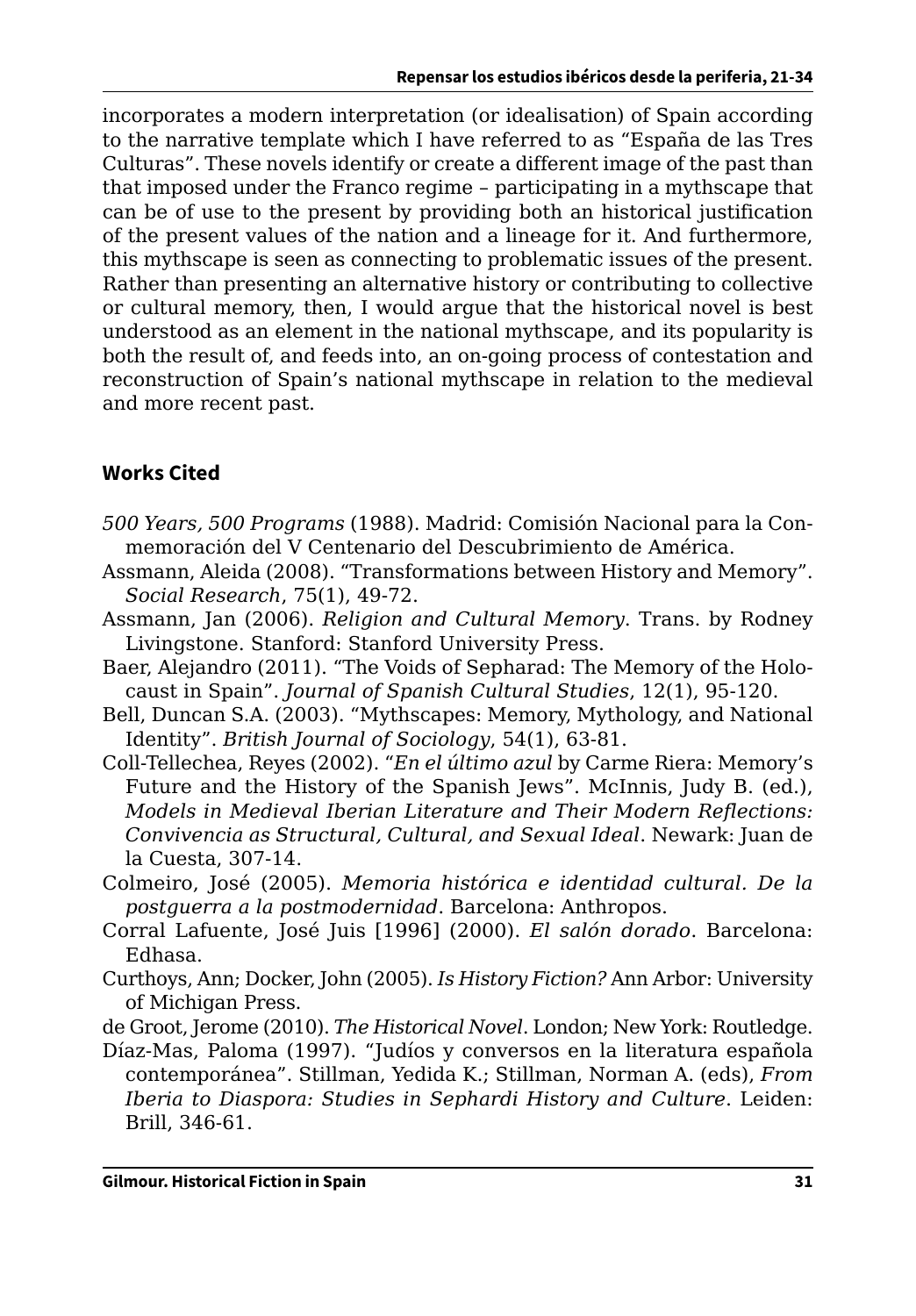incorporates a modern interpretation (or idealisation) of Spain according to the narrative template which I have referred to as “España de las Tres Culturas”. These novels identify or create a different image of the past than that imposed under the Franco regime – participating in a mythscape that can be of use to the present by providing both an historical justification of the present values of the nation and a lineage for it. And furthermore, this mythscape is seen as connecting to problematic issues of the present. Rather than presenting an alternative history or contributing to collective or cultural memory, then, I would argue that the historical novel is best understood as an element in the national mythscape, and its popularity is both the result of, and feeds into, an on-going process of contestation and reconstruction of Spain’s national mythscape in relation to the medieval and more recent past.

## Works Cited

*500 Years, 500 Programs* (1988). Madrid: Comisión Nacional para la Conmemoración del V Centenario del Descubrimiento de América.

Assmann, Aleida (2008). “Transformations between History and Memory”. *Social Research*, 75(1), 49-72.

Assmann, Jan (2006). *Religion and Cultural Memory*. Trans. by Rodney Livingstone. Stanford: Stanford University Press.

Baer, Alejandro (2011). “The Voids of Sepharad: The Memory of the Holocaust in Spain”. *Journal of Spanish Cultural Studies*, 12(1), 95-120.

Bell, Duncan S.A. (2003). “Mythscapes: Memory, Mythology, and National Identity”. *British Journal of Sociology*, 54(1), 63-81.

Coll-Tellechea, Reyes (2002). “*En el último azul* by Carme Riera: Memory’s Future and the History of the Spanish Jews”. McInnis, Judy B. (ed.), *Models in Medieval Iberian Literature and Their Modern Reflections: Convivencia as Structural, Cultural, and Sexual Ideal*. Newark: Juan de la Cuesta, 307-14.

Colmeiro, José (2005). *Memoria histórica e identidad cultural. De la postguerra a la postmodernidad*. Barcelona: Anthropos.

Corral Lafuente, José Juis [1996] (2000). *El salón dorado*. Barcelona: Edhasa.

Curthoys, Ann; Docker, John (2005). *Is History Fiction?* Ann Arbor: University of Michigan Press.

de Groot, Jerome (2010). *The Historical Novel*. London; New York: Routledge.

Díaz-Mas, Paloma (1997). “Judíos y conversos en la literatura española contemporánea”. Stillman, Yedida K.; Stillman, Norman A. (eds), *From Iberia to Diaspora: Studies in Sephardi History and Culture*. Leiden: Brill, 346-61.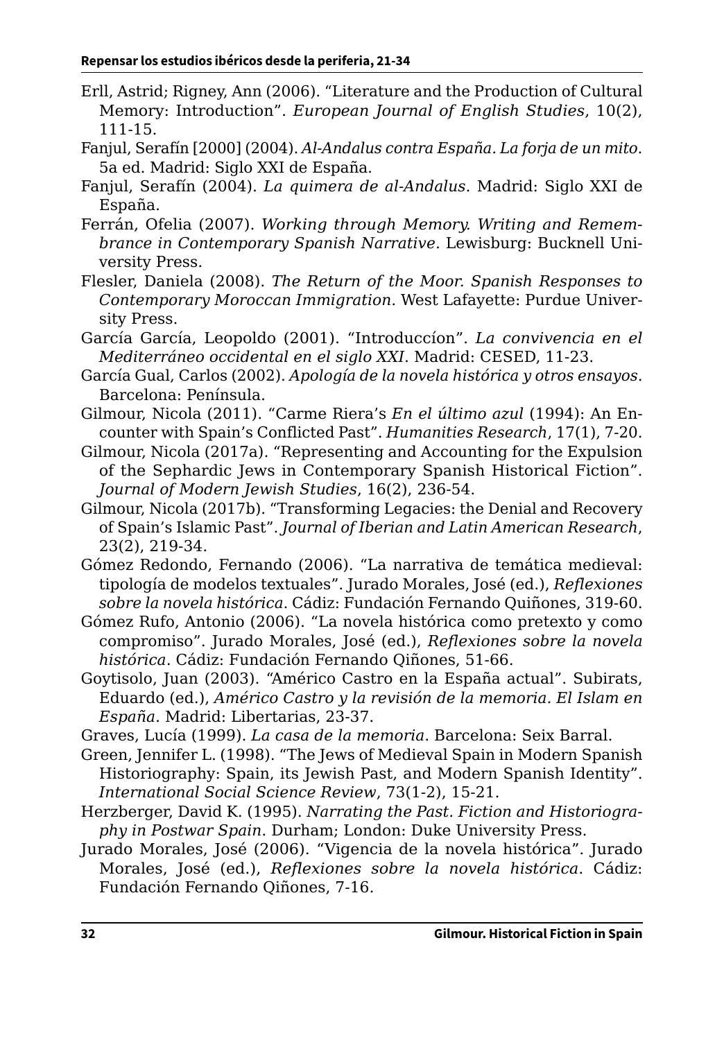Erll, Astrid; Rigney, Ann (2006). "Literature and the Production of Cultural Memory: Introduction". *European Journal of English Studies*, 10(2), 111-15.

Fanjul, Serafín [2000] (2004). *Al-Andalus contra España. La forja de un mito*. 5a ed. Madrid: Siglo XXI de España.

Fanjul, Serafín (2004). *La quimera de al-Andalus*. Madrid: Siglo XXI de España.

Ferrán, Ofelia (2007). *Working through Memory. Writing and Remembrance in Contemporary Spanish Narrative*. Lewisburg: Bucknell University Press.

Flesler, Daniela (2008). *The Return of the Moor. Spanish Responses to Contemporary Moroccan Immigration*. West Lafayette: Purdue University Press.

García García, Leopoldo (2001). "Introduccíon". *La convivencia en el Mediterráneo occidental en el siglo XXI*. Madrid: CESED, 11-23.

García Gual, Carlos (2002). *Apología de la novela histórica y otros ensayos*. Barcelona: Península.

Gilmour, Nicola (2011). "Carme Riera's *En el último azul* (1994): An Encounter with Spain's Conflicted Past". *Humanities Research*, 17(1), 7-20.

Gilmour, Nicola (2017a). "Representing and Accounting for the Expulsion of the Sephardic Jews in Contemporary Spanish Historical Fiction". *Journal of Modern Jewish Studies*, 16(2), 236-54.

Gilmour, Nicola (2017b). "Transforming Legacies: the Denial and Recovery of Spain's Islamic Past". *Journal of Iberian and Latin American Research*, 23(2), 219-34.

Gómez Redondo, Fernando (2006). "La narrativa de temática medieval: tipología de modelos textuales". Jurado Morales, José (ed.), *Reflexiones sobre la novela histórica*. Cádiz: Fundación Fernando Quiñones, 319-60.

Gómez Rufo, Antonio (2006). "La novela histórica como pretexto y como compromiso". Jurado Morales, José (ed.), *Reflexiones sobre la novela histórica*. Cádiz: Fundación Fernando Qiñones, 51-66.

Goytisolo, Juan (2003). "Américo Castro en la España actual". Subirats, Eduardo (ed.), *Américo Castro y la revisión de la memoria. El Islam en España*. Madrid: Libertarias, 23-37.

Graves, Lucía (1999). *La casa de la memoria*. Barcelona: Seix Barral.

Green, Jennifer L. (1998). "The Jews of Medieval Spain in Modern Spanish Historiography: Spain, its Jewish Past, and Modern Spanish Identity". *International Social Science Review*, 73(1-2), 15-21.

Herzberger, David K. (1995). *Narrating the Past. Fiction and Historiography in Postwar Spain*. Durham; London: Duke University Press.

Jurado Morales, José (2006). "Vigencia de la novela histórica". Jurado Morales, José (ed.), *Reflexiones sobre la novela histórica*. Cádiz: Fundación Fernando Qiñones, 7-16.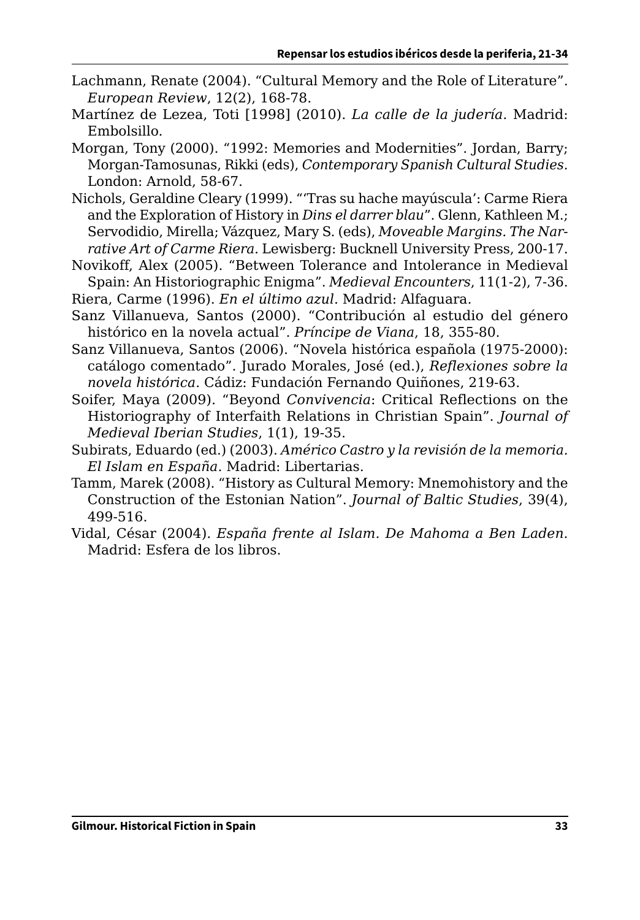Lachmann, Renate (2004). "Cultural Memory and the Role of Literature". *European Review*, 12(2), 168-78.

Martínez de Lezea, Toti [1998] (2010). *La calle de la judería*. Madrid: Embolsillo.

Morgan, Tony (2000). "1992: Memories and Modernities". Jordan, Barry; Morgan-Tamosunas, Rikki (eds), *Contemporary Spanish Cultural Studies*. London: Arnold, 58-67.

Nichols, Geraldine Cleary (1999). "'Tras su hache mayúscula': Carme Riera and the Exploration of History in *Dins el darrer blau*". Glenn, Kathleen M.; Servodidio, Mirella; Vázquez, Mary S. (eds), *Moveable Margins. The Narrative Art of Carme Riera*. Lewisberg: Bucknell University Press, 200-17.

Novikoff, Alex (2005). "Between Tolerance and Intolerance in Medieval Spain: An Historiographic Enigma". *Medieval Encounters*, 11(1-2), 7-36.

Riera, Carme (1996). *En el último azul*. Madrid: Alfaguara.

Sanz Villanueva, Santos (2000). "Contribución al estudio del género histórico en la novela actual". *Príncipe de Viana*, 18, 355-80.

Sanz Villanueva, Santos (2006). "Novela histórica española (1975-2000): catálogo comentado". Jurado Morales, José (ed.), *Reflexiones sobre la novela histórica*. Cádiz: Fundación Fernando Quiñones, 219-63.

Soifer, Maya (2009). "Beyond *Convivencia*: Critical Reflections on the Historiography of Interfaith Relations in Christian Spain". *Journal of Medieval Iberian Studies*, 1(1), 19-35.

Subirats, Eduardo (ed.) (2003). *Américo Castro y la revisión de la memoria. El Islam en España*. Madrid: Libertarias.

Tamm, Marek (2008). "History as Cultural Memory: Mnemohistory and the Construction of the Estonian Nation". *Journal of Baltic Studies*, 39(4), 499-516.

Vidal, César (2004). *España frente al Islam. De Mahoma a Ben Laden*. Madrid: Esfera de los libros.